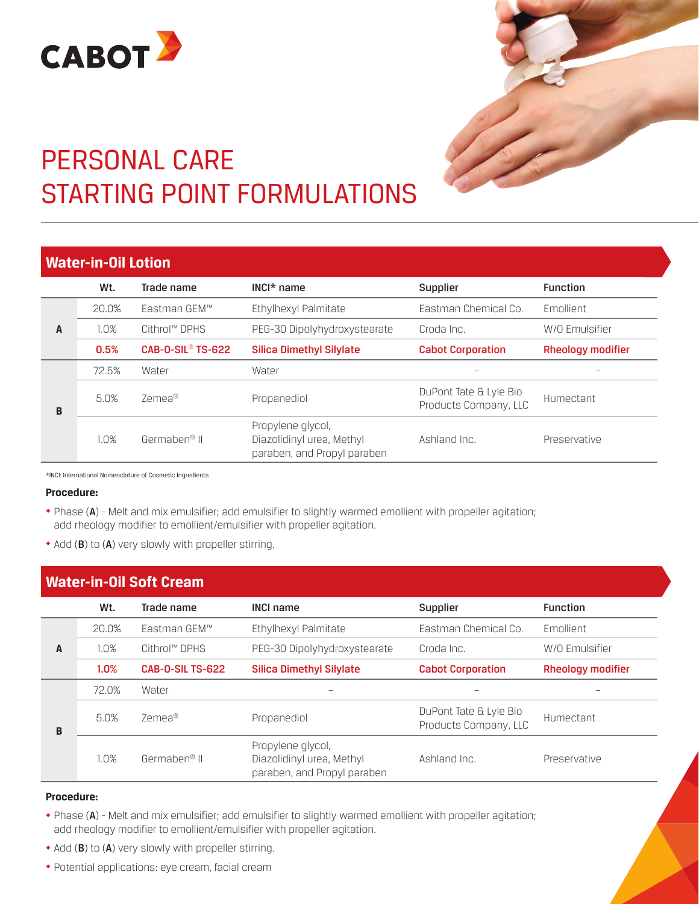CABOT

# PERSONAL CARE STARTING POINT FORMULATIONS

## Water-in-Oil Lotion

| | Wt. | Trade name | INCI* name | Supplier | Function |
|---|---|---|---|---|---|
| A | 20.0% | Eastman GEM™ | Ethylhexyl Palmitate | Eastman Chemical Co. | Emollient |
| | 1.0% | Cithrol™ DPHS | PEG-30 Dipolyhydroxystearate | Croda Inc. | W/O Emulsifier |
| | **0.5%** | **CAB-O-SIL® TS-622** | **Silica Dimethyl Silylate** | **Cabot Corporation** | **Rheology modifier** |
| B | 72.5% | Water | Water | – | – |
| | 5.0% | Zemea® | Propanediol | DuPont Tate & Lyle Bio Products Company, LLC | Humectant |
| | 1.0% | Germaben® II | Propylene glycol, Diazolidinyl urea, Methyl paraben, and Propyl paraben | Ashland Inc. | Preservative |

*INCI: International Nomenclature of Cosmetic Ingredients

**Procedure:**

- Phase (**A**) - Melt and mix emulsifier; add emulsifier to slightly warmed emollient with propeller agitation; add rheology modifier to emollient/emulsifier with propeller agitation.
- Add (**B**) to (**A**) very slowly with propeller stirring.

## Water-in-Oil Soft Cream

| | Wt. | Trade name | INCI name | Supplier | Function |
|---|---|---|---|---|---|
| A | 20.0% | Eastman GEM™ | Ethylhexyl Palmitate | Eastman Chemical Co. | Emollient |
| | 1.0% | Cithrol™ DPHS | PEG-30 Dipolyhydroxystearate | Croda Inc. | W/O Emulsifier |
| | **1.0%** | **CAB-O-SIL TS-622** | **Silica Dimethyl Silylate** | **Cabot Corporation** | **Rheology modifier** |
| B | 72.0% | Water | – | – | – |
| | 5.0% | Zemea® | Propanediol | DuPont Tate & Lyle Bio Products Company, LLC | Humectant |
| | 1.0% | Germaben® II | Propylene glycol, Diazolidinyl urea, Methyl paraben, and Propyl paraben | Ashland Inc. | Preservative |

**Procedure:**

- Phase (**A**) - Melt and mix emulsifier; add emulsifier to slightly warmed emollient with propeller agitation; add rheology modifier to emollient/emulsifier with propeller agitation.
- Add (**B**) to (**A**) very slowly with propeller stirring.
- Potential applications: eye cream, facial cream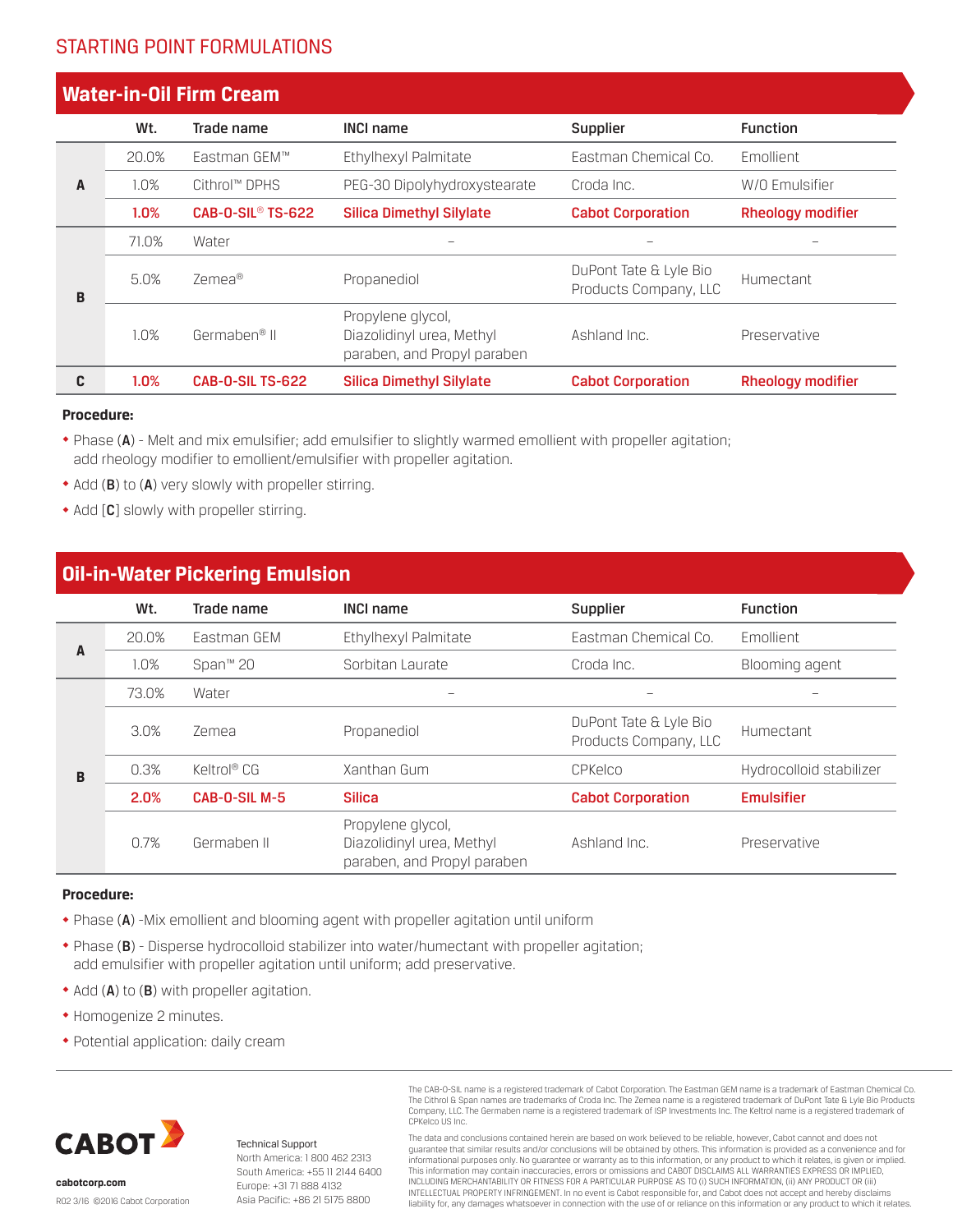## STARTING POINT FORMULATIONS

### Water-in-Oil Firm Cream

| | Wt. | Trade name | INCI name | Supplier | Function |
|---|---|---|---|---|---|
| A | 20.0% | Eastman GEM™ | Ethylhexyl Palmitate | Eastman Chemical Co. | Emollient |
| | 1.0% | Cithrol™ DPHS | PEG-30 Dipolyhydroxystearate | Croda Inc. | W/O Emulsifier |
| | **1.0%** | **CAB-O-SIL® TS-622** | **Silica Dimethyl Silylate** | **Cabot Corporation** | **Rheology modifier** |
| B | 71.0% | Water | – | – | – |
| | 5.0% | Zemea® | Propanediol | DuPont Tate & Lyle Bio Products Company, LLC | Humectant |
| | 1.0% | Germaben® II | Propylene glycol, Diazolidinyl urea, Methyl paraben, and Propyl paraben | Ashland Inc. | Preservative |
| C | **1.0%** | **CAB-O-SIL TS-622** | **Silica Dimethyl Silylate** | **Cabot Corporation** | **Rheology modifier** |

**Procedure:**

- Phase (**A**) - Melt and mix emulsifier; add emulsifier to slightly warmed emollient with propeller agitation; add rheology modifier to emollient/emulsifier with propeller agitation.
- Add (**B**) to (**A**) very slowly with propeller stirring.
- Add [**C**] slowly with propeller stirring.

### Oil-in-Water Pickering Emulsion

| | Wt. | Trade name | INCI name | Supplier | Function |
|---|---|---|---|---|---|
| A | 20.0% | Eastman GEM | Ethylhexyl Palmitate | Eastman Chemical Co. | Emollient |
| | 1.0% | Span™ 20 | Sorbitan Laurate | Croda Inc. | Blooming agent |
| B | 73.0% | Water | – | – | – |
| | 3.0% | Zemea | Propanediol | DuPont Tate & Lyle Bio Products Company, LLC | Humectant |
| | 0.3% | Keltrol® CG | Xanthan Gum | CPKelco | Hydrocolloid stabilizer |
| | **2.0%** | **CAB-O-SIL M-5** | **Silica** | **Cabot Corporation** | **Emulsifier** |
| | 0.7% | Germaben II | Propylene glycol, Diazolidinyl urea, Methyl paraben, and Propyl paraben | Ashland Inc. | Preservative |

**Procedure:**

- Phase (**A**) -Mix emollient and blooming agent with propeller agitation until uniform
- Phase (**B**) - Disperse hydrocolloid stabilizer into water/humectant with propeller agitation; add emulsifier with propeller agitation until uniform; add preservative.
- Add (**A**) to (**B**) with propeller agitation.
- Homogenize 2 minutes.
- Potential application: daily cream

CABOT

cabotcorp.com

R02 3/16 ©2016 Cabot Corporation

Technical Support
North America: 1 800 462 2313
South America: +55 11 2144 6400
Europe: +31 71 888 4132
Asia Pacific: +86 21 5175 8800

The CAB-O-SIL name is a registered trademark of Cabot Corporation. The Eastman GEM name is a trademark of Eastman Chemical Co. The Cithrol & Span names are trademarks of Croda Inc. The Zemea name is a registered trademark of DuPont Tate & Lyle Bio Products Company, LLC. The Germaben name is a registered trademark of ISP Investments Inc. The Keltrol name is a registered trademark of CPKelco US Inc.

The data and conclusions contained herein are based on work believed to be reliable, however, Cabot cannot and does not guarantee that similar results and/or conclusions will be obtained by others. This information is provided as a convenience and for informational purposes only. No guarantee or warranty as to this information, or any product to which it relates, is given or implied. This information may contain inaccuracies, errors or omissions and CABOT DISCLAIMS ALL WARRANTIES EXPRESS OR IMPLIED, INCLUDING MERCHANTABILITY OR FITNESS FOR A PARTICULAR PURPOSE AS TO (i) SUCH INFORMATION, (ii) ANY PRODUCT OR (iii) INTELLECTUAL PROPERTY INFRINGEMENT. In no event is Cabot responsible for, and Cabot does not accept and hereby disclaims liability for, any damages whatsoever in connection with the use of or reliance on this information or any product to which it relates.